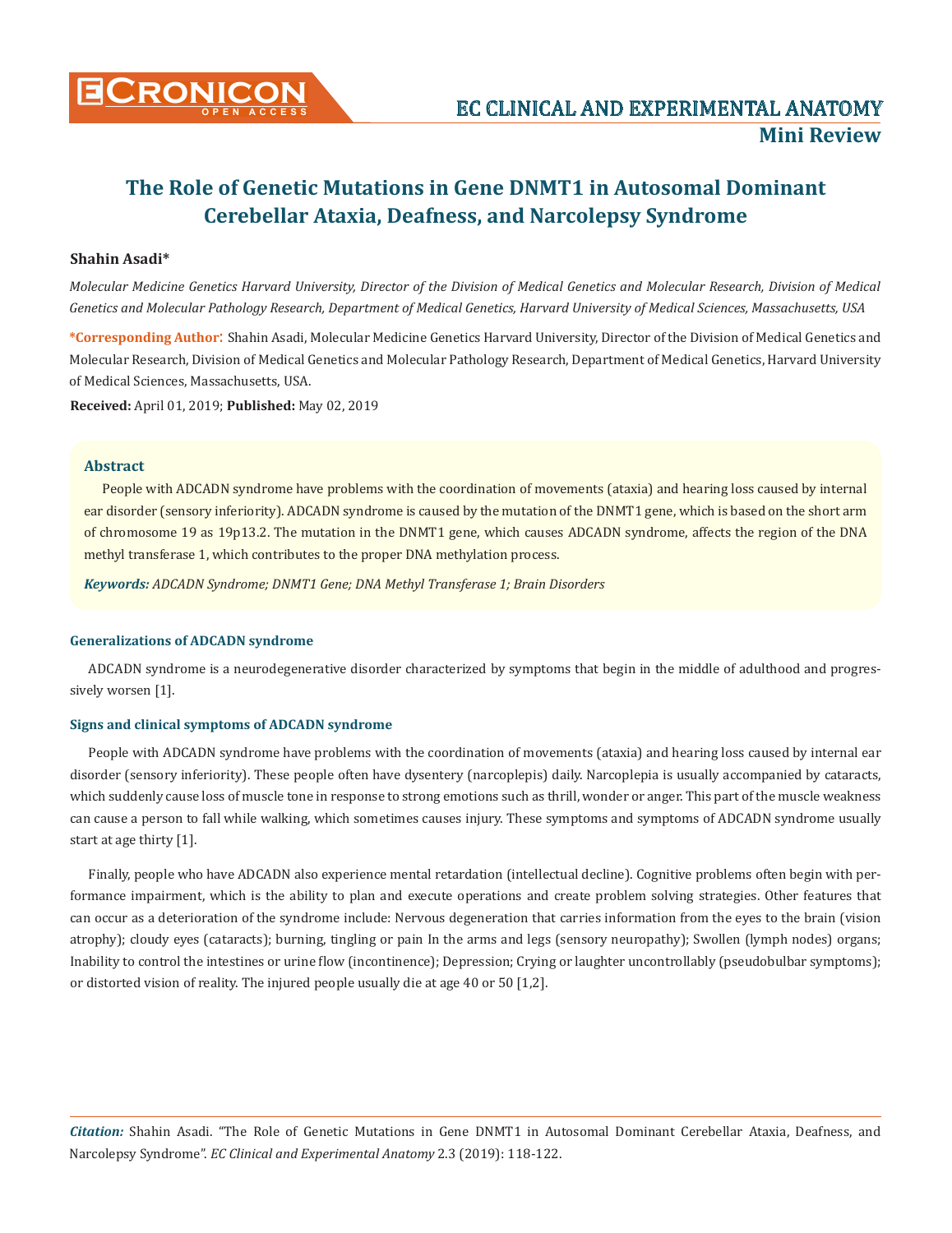**EC CLINICAL AND EXPERIMENTAL ANATOMY**

**Mini Review**

# The Role of Genetic Mutations in Gene DNMT1 in Autosomal Dominant Cerebellar Ataxia, Deafness, and Narcolepsy Syndrome

**Shahin Asadi***

*Molecular Medicine Genetics Harvard University, Director of the Division of Medical Genetics and Molecular Research, Division of Medical Genetics and Molecular Pathology Research, Department of Medical Genetics, Harvard University of Medical Sciences, Massachusetts, USA*

**\*Corresponding Author:** Shahin Asadi, Molecular Medicine Genetics Harvard University, Director of the Division of Medical Genetics and Molecular Research, Division of Medical Genetics and Molecular Pathology Research, Department of Medical Genetics, Harvard University of Medical Sciences, Massachusetts, USA.

**Received:** April 01, 2019; **Published:** May 02, 2019

## Abstract

People with ADCADN syndrome have problems with the coordination of movements (ataxia) and hearing loss caused by internal ear disorder (sensory inferiority). ADCADN syndrome is caused by the mutation of the DNMT1 gene, which is based on the short arm of chromosome 19 as 19p13.2. The mutation in the DNMT1 gene, which causes ADCADN syndrome, affects the region of the DNA methyl transferase 1, which contributes to the proper DNA methylation process.

***Keywords:*** *ADCADN Syndrome; DNMT1 Gene; DNA Methyl Transferase 1; Brain Disorders*

### Generalizations of ADCADN syndrome

ADCADN syndrome is a neurodegenerative disorder characterized by symptoms that begin in the middle of adulthood and progressively worsen [1].

### Signs and clinical symptoms of ADCADN syndrome

People with ADCADN syndrome have problems with the coordination of movements (ataxia) and hearing loss caused by internal ear disorder (sensory inferiority). These people often have dysentery (narcoplepis) daily. Narcoplepia is usually accompanied by cataracts, which suddenly cause loss of muscle tone in response to strong emotions such as thrill, wonder or anger. This part of the muscle weakness can cause a person to fall while walking, which sometimes causes injury. These symptoms and symptoms of ADCADN syndrome usually start at age thirty [1].

Finally, people who have ADCADN also experience mental retardation (intellectual decline). Cognitive problems often begin with performance impairment, which is the ability to plan and execute operations and create problem solving strategies. Other features that can occur as a deterioration of the syndrome include: Nervous degeneration that carries information from the eyes to the brain (vision atrophy); cloudy eyes (cataracts); burning, tingling or pain In the arms and legs (sensory neuropathy); Swollen (lymph nodes) organs; Inability to control the intestines or urine flow (incontinence); Depression; Crying or laughter uncontrollably (pseudobulbar symptoms); or distorted vision of reality. The injured people usually die at age 40 or 50 [1,2].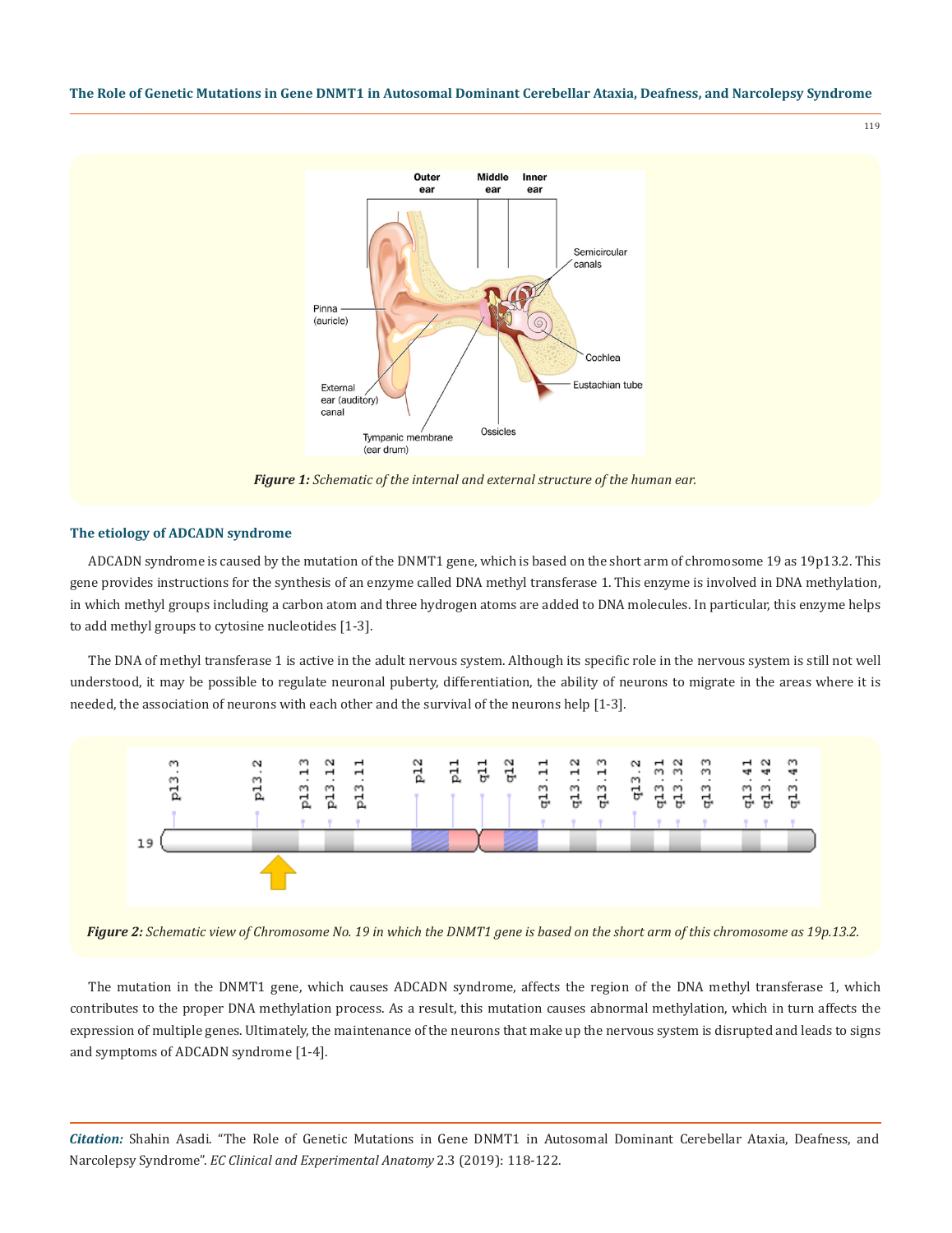*Figure 1: Schematic of the internal and external structure of the human ear.*

### The etiology of ADCADN syndrome

ADCADN syndrome is caused by the mutation of the DNMT1 gene, which is based on the short arm of chromosome 19 as 19p13.2. This gene provides instructions for the synthesis of an enzyme called DNA methyl transferase 1. This enzyme is involved in DNA methylation, in which methyl groups including a carbon atom and three hydrogen atoms are added to DNA molecules. In particular, this enzyme helps to add methyl groups to cytosine nucleotides [1-3].

The DNA of methyl transferase 1 is active in the adult nervous system. Although its specific role in the nervous system is still not well understood, it may be possible to regulate neuronal puberty, differentiation, the ability of neurons to migrate in the areas where it is needed, the association of neurons with each other and the survival of the neurons help [1-3].

*Figure 2: Schematic view of Chromosome No. 19 in which the DNMT1 gene is based on the short arm of this chromosome as 19p.13.2.*

The mutation in the DNMT1 gene, which causes ADCADN syndrome, affects the region of the DNA methyl transferase 1, which contributes to the proper DNA methylation process. As a result, this mutation causes abnormal methylation, which in turn affects the expression of multiple genes. Ultimately, the maintenance of the neurons that make up the nervous system is disrupted and leads to signs and symptoms of ADCADN syndrome [1-4].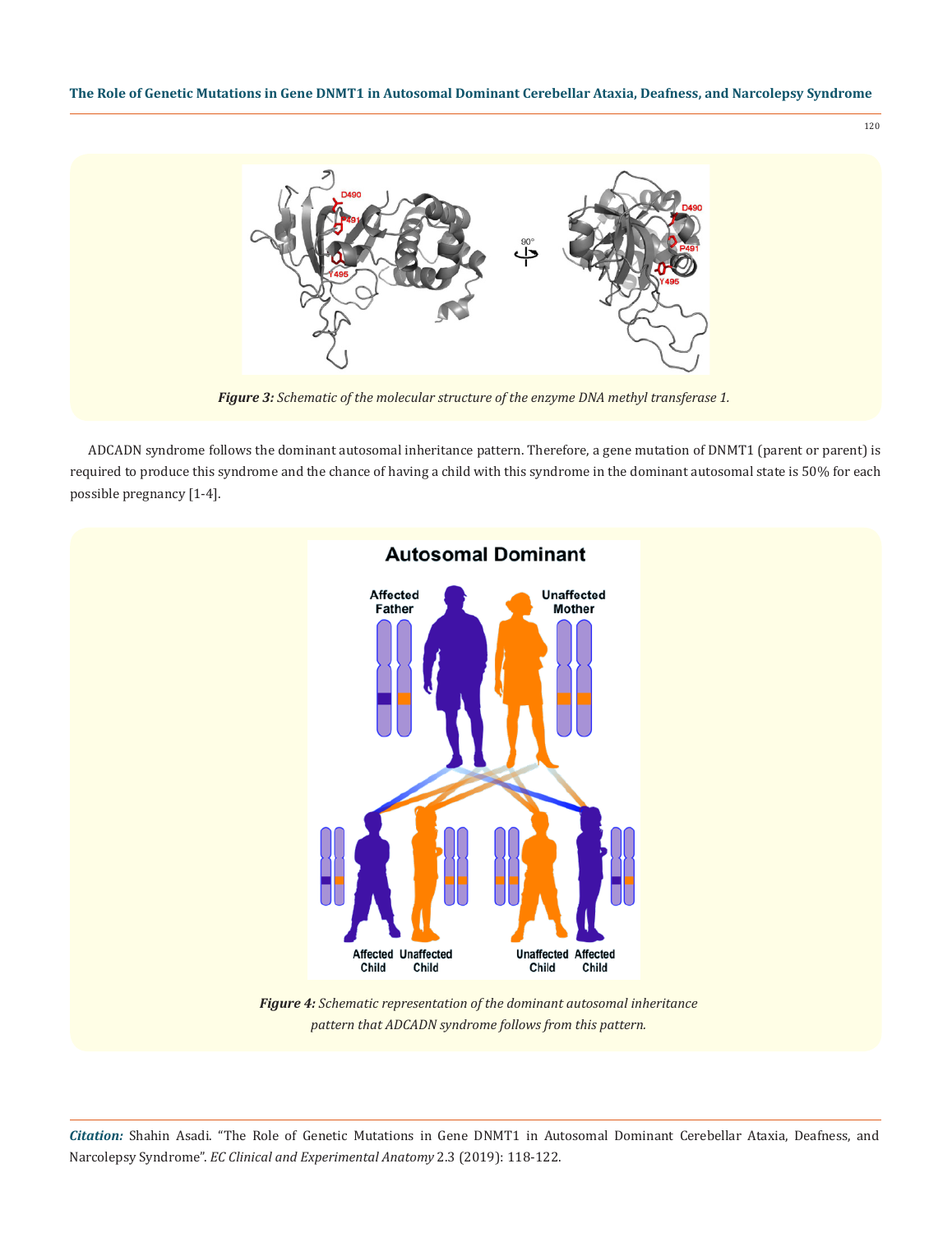*Figure 3: Schematic of the molecular structure of the enzyme DNA methyl transferase 1.*

ADCADN syndrome follows the dominant autosomal inheritance pattern. Therefore, a gene mutation of DNMT1 (parent or parent) is required to produce this syndrome and the chance of having a child with this syndrome in the dominant autosomal state is 50% for each possible pregnancy [1-4].

*Figure 4: Schematic representation of the dominant autosomal inheritance pattern that ADCADN syndrome follows from this pattern.*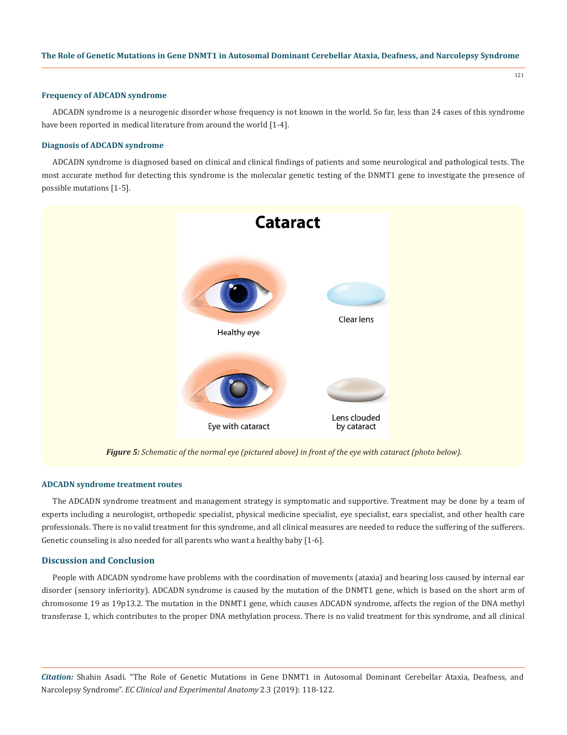### Frequency of ADCADN syndrome

ADCADN syndrome is a neurogenic disorder whose frequency is not known in the world. So far, less than 24 cases of this syndrome have been reported in medical literature from around the world [1-4].

### Diagnosis of ADCADN syndrome

ADCADN syndrome is diagnosed based on clinical and clinical findings of patients and some neurological and pathological tests. The most accurate method for detecting this syndrome is the molecular genetic testing of the DNMT1 gene to investigate the presence of possible mutations [1-5].

***Figure 5:*** *Schematic of the normal eye (pictured above) in front of the eye with cataract (photo below).*

### ADCADN syndrome treatment routes

The ADCADN syndrome treatment and management strategy is symptomatic and supportive. Treatment may be done by a team of experts including a neurologist, orthopedic specialist, physical medicine specialist, eye specialist, ears specialist, and other health care professionals. There is no valid treatment for this syndrome, and all clinical measures are needed to reduce the suffering of the sufferers. Genetic counseling is also needed for all parents who want a healthy baby [1-6].

## Discussion and Conclusion

People with ADCADN syndrome have problems with the coordination of movements (ataxia) and hearing loss caused by internal ear disorder (sensory inferiority). ADCADN syndrome is caused by the mutation of the DNMT1 gene, which is based on the short arm of chromosome 19 as 19p13.2. The mutation in the DNMT1 gene, which causes ADCADN syndrome, affects the region of the DNA methyl transferase 1, which contributes to the proper DNA methylation process. There is no valid treatment for this syndrome, and all clinical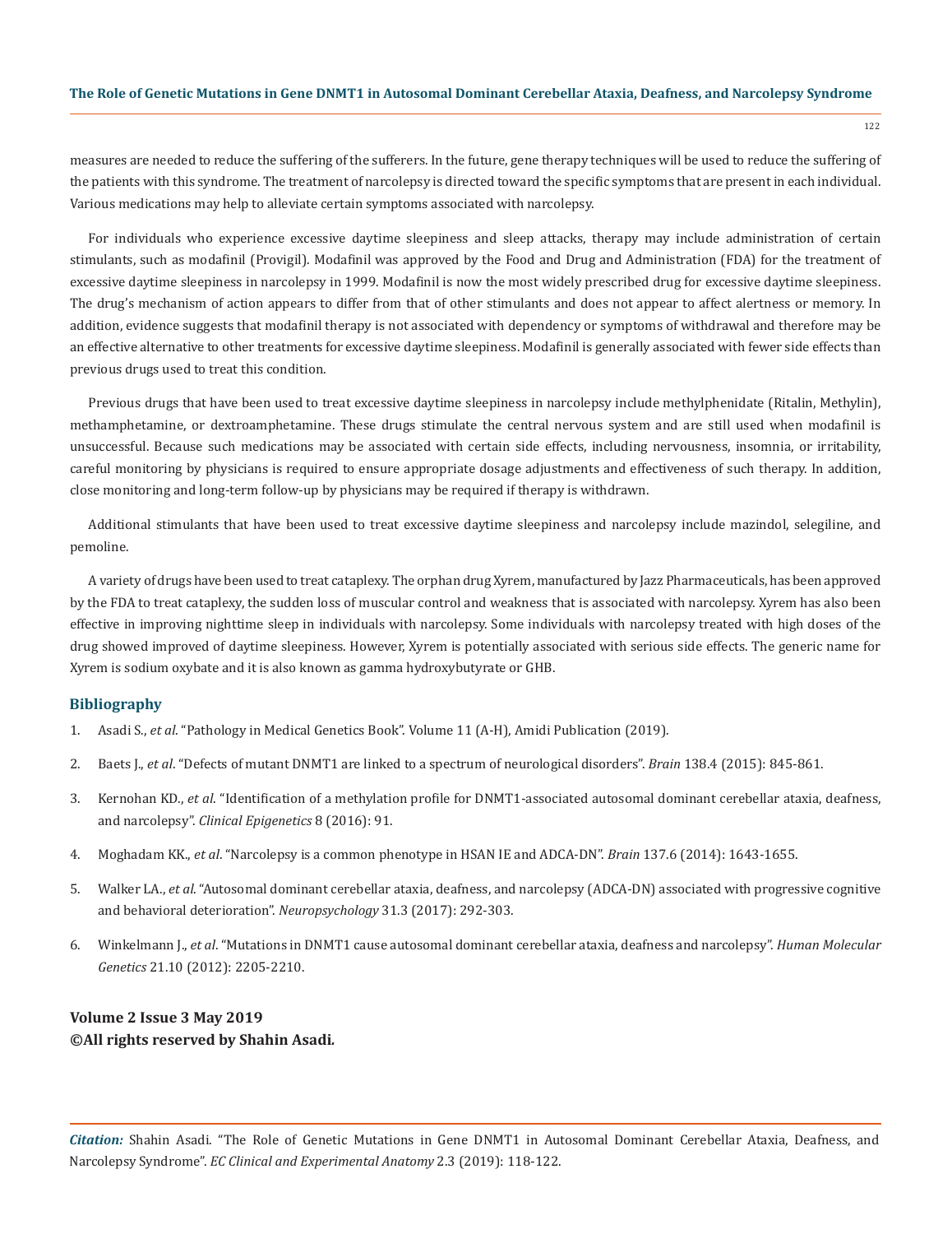measures are needed to reduce the suffering of the sufferers. In the future, gene therapy techniques will be used to reduce the suffering of the patients with this syndrome. The treatment of narcolepsy is directed toward the specific symptoms that are present in each individual. Various medications may help to alleviate certain symptoms associated with narcolepsy.

For individuals who experience excessive daytime sleepiness and sleep attacks, therapy may include administration of certain stimulants, such as modafinil (Provigil). Modafinil was approved by the Food and Drug and Administration (FDA) for the treatment of excessive daytime sleepiness in narcolepsy in 1999. Modafinil is now the most widely prescribed drug for excessive daytime sleepiness. The drug's mechanism of action appears to differ from that of other stimulants and does not appear to affect alertness or memory. In addition, evidence suggests that modafinil therapy is not associated with dependency or symptoms of withdrawal and therefore may be an effective alternative to other treatments for excessive daytime sleepiness. Modafinil is generally associated with fewer side effects than previous drugs used to treat this condition.

Previous drugs that have been used to treat excessive daytime sleepiness in narcolepsy include methylphenidate (Ritalin, Methylin), methamphetamine, or dextroamphetamine. These drugs stimulate the central nervous system and are still used when modafinil is unsuccessful. Because such medications may be associated with certain side effects, including nervousness, insomnia, or irritability, careful monitoring by physicians is required to ensure appropriate dosage adjustments and effectiveness of such therapy. In addition, close monitoring and long-term follow-up by physicians may be required if therapy is withdrawn.

Additional stimulants that have been used to treat excessive daytime sleepiness and narcolepsy include mazindol, selegiline, and pemoline.

A variety of drugs have been used to treat cataplexy. The orphan drug Xyrem, manufactured by Jazz Pharmaceuticals, has been approved by the FDA to treat cataplexy, the sudden loss of muscular control and weakness that is associated with narcolepsy. Xyrem has also been effective in improving nighttime sleep in individuals with narcolepsy. Some individuals with narcolepsy treated with high doses of the drug showed improved of daytime sleepiness. However, Xyrem is potentially associated with serious side effects. The generic name for Xyrem is sodium oxybate and it is also known as gamma hydroxybutyrate or GHB.

## Bibliography

1. Asadi S., *et al*. "Pathology in Medical Genetics Book". Volume 11 (A-H), Amidi Publication (2019).
2. Baets J., *et al*. "Defects of mutant DNMT1 are linked to a spectrum of neurological disorders". *Brain* 138.4 (2015): 845-861.
3. Kernohan KD., *et al*. "Identification of a methylation profile for DNMT1-associated autosomal dominant cerebellar ataxia, deafness, and narcolepsy". *Clinical Epigenetics* 8 (2016): 91.
4. Moghadam KK., *et al*. "Narcolepsy is a common phenotype in HSAN IE and ADCA-DN". *Brain* 137.6 (2014): 1643-1655.
5. Walker LA., *et al*. "Autosomal dominant cerebellar ataxia, deafness, and narcolepsy (ADCA-DN) associated with progressive cognitive and behavioral deterioration". *Neuropsychology* 31.3 (2017): 292-303.
6. Winkelmann J., *et al*. "Mutations in DNMT1 cause autosomal dominant cerebellar ataxia, deafness and narcolepsy". *Human Molecular Genetics* 21.10 (2012): 2205-2210.

**Volume 2 Issue 3 May 2019**
**©All rights reserved by Shahin Asadi.**